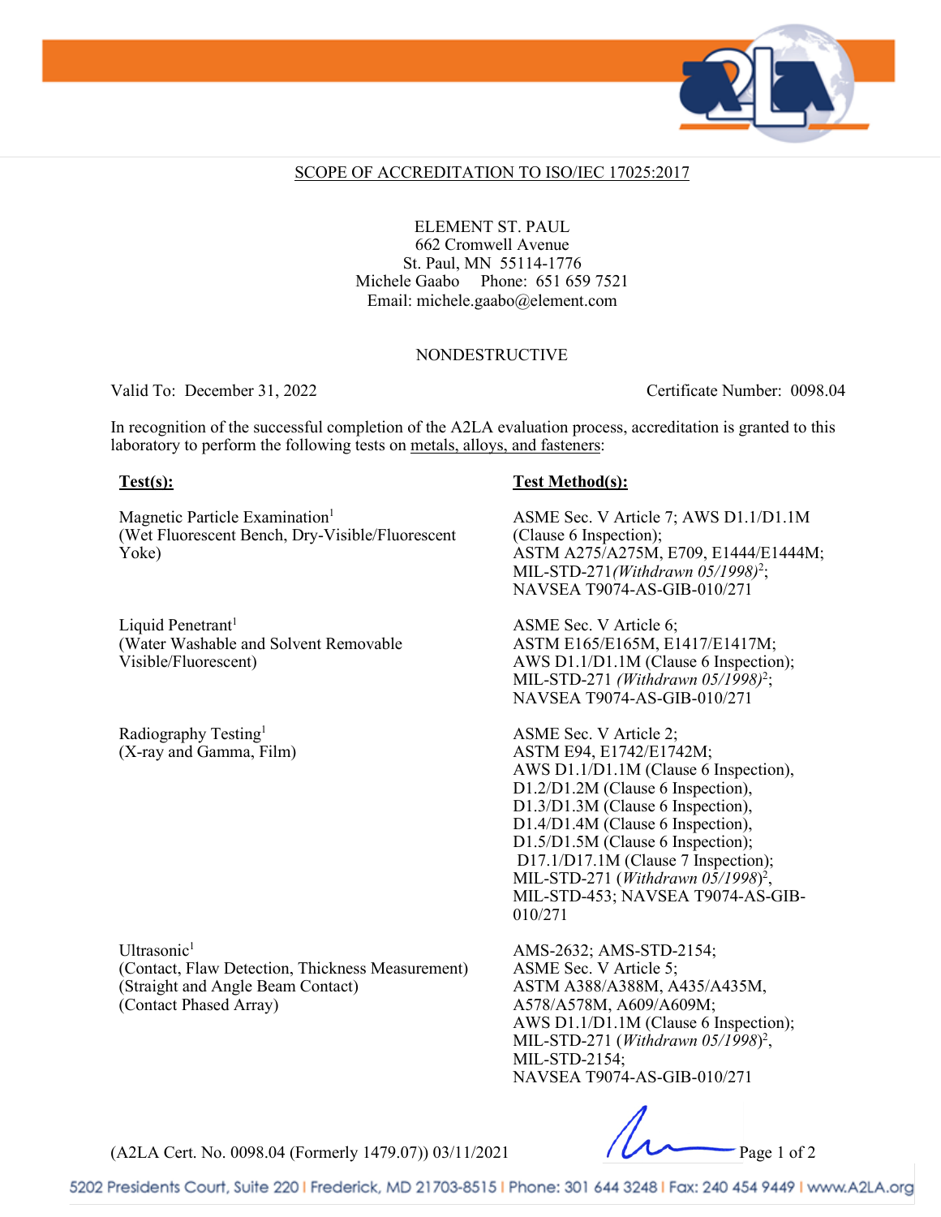## SCOPE OF ACCREDITATION TO ISO/IEC 17025:2017

ELEMENT ST. PAUL
662 Cromwell Avenue
St. Paul, MN 55114-1776
Michele Gaabo Phone: 651 659 7521
Email: michele.gaabo@element.com

NONDESTRUCTIVE

Valid To: December 31, 2022 Certificate Number: 0098.04

In recognition of the successful completion of the A2LA evaluation process, accreditation is granted to this laboratory to perform the following tests on metals, alloys, and fasteners:

| **Test(s):** | **Test Method(s):** |
|---|---|
| Magnetic Particle Examination[1] (Wet Fluorescent Bench, Dry-Visible/Fluorescent Yoke) | ASME Sec. V Article 7; AWS D1.1/D1.1M (Clause 6 Inspection); ASTM A275/A275M, E709, E1444/E1444M; MIL-STD-271 *(Withdrawn 05/1998)*[2]; NAVSEA T9074-AS-GIB-010/271 |
| Liquid Penetrant[1] (Water Washable and Solvent Removable Visible/Fluorescent) | ASME Sec. V Article 6; ASTM E165/E165M, E1417/E1417M; AWS D1.1/D1.1M (Clause 6 Inspection); MIL-STD-271 *(Withdrawn 05/1998)*[2]; NAVSEA T9074-AS-GIB-010/271 |
| Radiography Testing[1] (X-ray and Gamma, Film) | ASME Sec. V Article 2; ASTM E94, E1742/E1742M; AWS D1.1/D1.1M (Clause 6 Inspection), D1.2/D1.2M (Clause 6 Inspection), D1.3/D1.3M (Clause 6 Inspection), D1.4/D1.4M (Clause 6 Inspection), D1.5/D1.5M (Clause 6 Inspection); D17.1/D17.1M (Clause 7 Inspection); MIL-STD-271 (*Withdrawn 05/1998*)[2], MIL-STD-453; NAVSEA T9074-AS-GIB-010/271 |
| Ultrasonic[1] (Contact, Flaw Detection, Thickness Measurement) (Straight and Angle Beam Contact) (Contact Phased Array) | AMS-2632; AMS-STD-2154; ASME Sec. V Article 5; ASTM A388/A388M, A435/A435M, A578/A578M, A609/A609M; AWS D1.1/D1.1M (Clause 6 Inspection); MIL-STD-271 (*Withdrawn 05/1998*)[2], MIL-STD-2154; NAVSEA T9074-AS-GIB-010/271 |

(A2LA Cert. No. 0098.04 (Formerly 1479.07)) 03/11/2021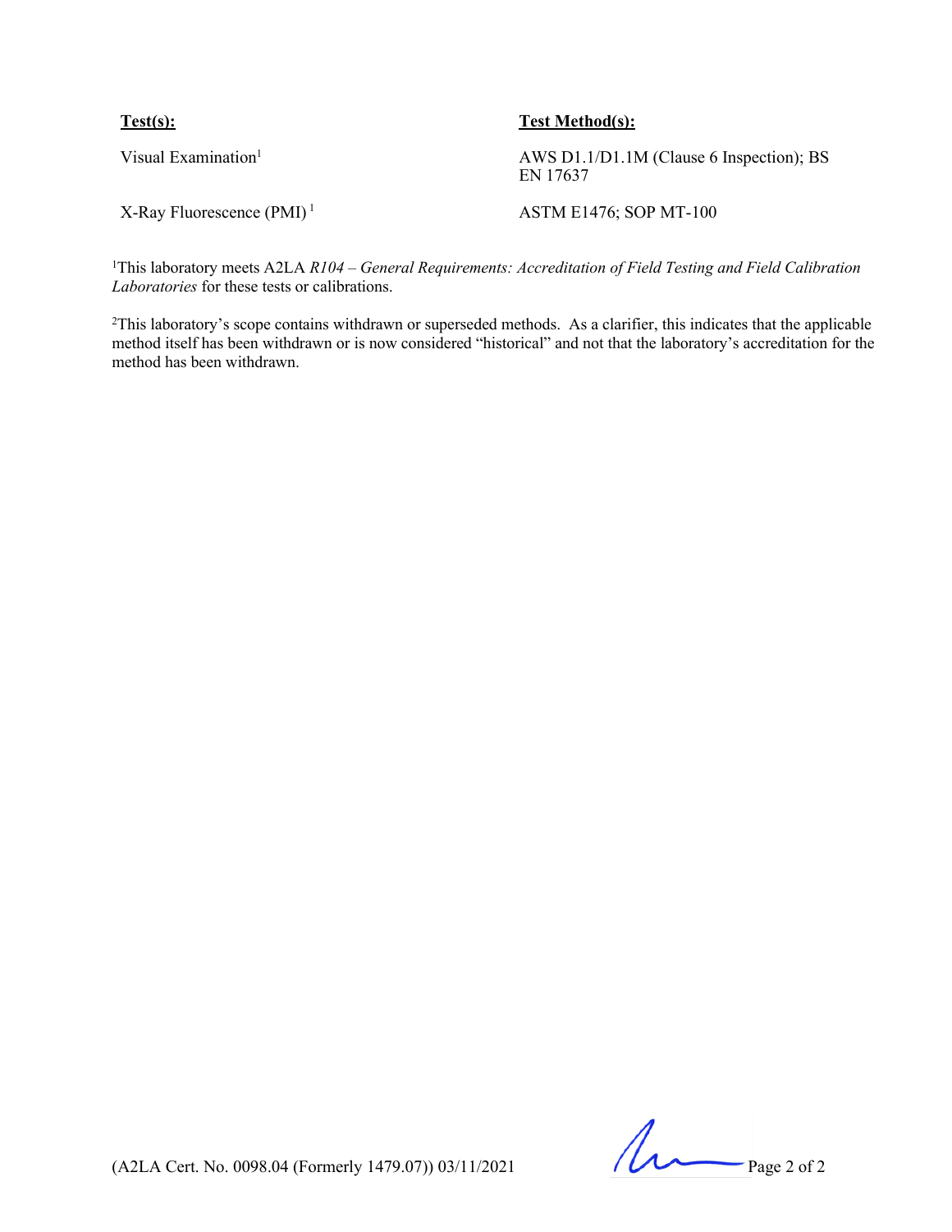| Test(s): | Test Method(s): |
| --- | --- |
| Visual Examination[1] | AWS D1.1/D1.1M (Clause 6 Inspection); BS EN 17637 |
| X-Ray Fluorescence (PMI) [1] | ASTM E1476; SOP MT-100 |

[1]This laboratory meets A2LA *R104 – General Requirements: Accreditation of Field Testing and Field Calibration Laboratories* for these tests or calibrations.

[2]This laboratory's scope contains withdrawn or superseded methods. As a clarifier, this indicates that the applicable method itself has been withdrawn or is now considered "historical" and not that the laboratory's accreditation for the method has been withdrawn.

(A2LA Cert. No. 0098.04 (Formerly 1479.07)) 03/11/2021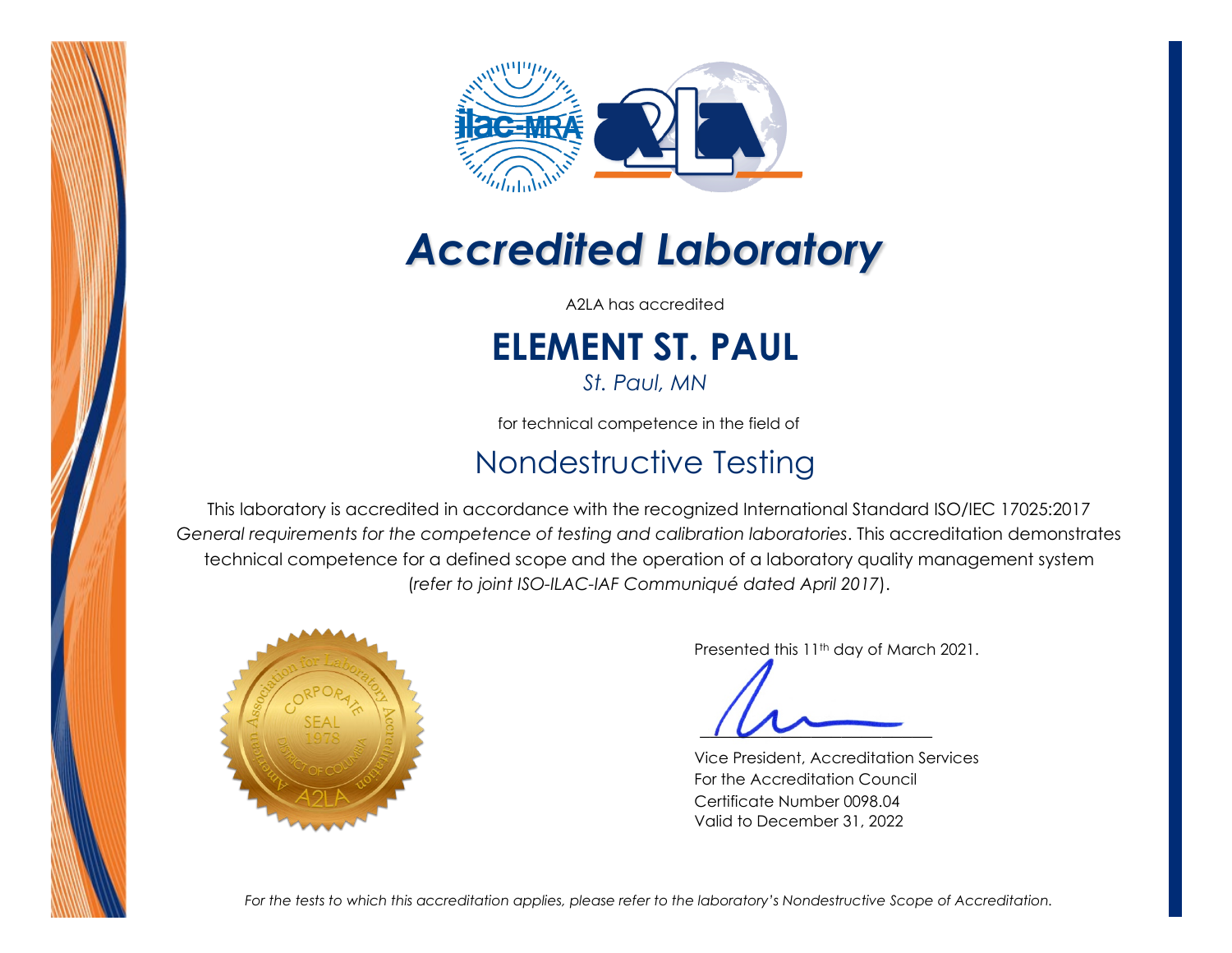# Accredited Laboratory

A2LA has accredited

## ELEMENT ST. PAUL

*St. Paul, MN*

for technical competence in the field of

## Nondestructive Testing

This laboratory is accredited in accordance with the recognized International Standard ISO/IEC 17025:2017 *General requirements for the competence of testing and calibration laboratories*. This accreditation demonstrates technical competence for a defined scope and the operation of a laboratory quality management system (*refer to joint ISO-ILAC-IAF Communiqué dated April 2017*).

Presented this 11th day of March 2021.

Vice President, Accreditation Services
For the Accreditation Council
Certificate Number 0098.04
Valid to December 31, 2022

*For the tests to which this accreditation applies, please refer to the laboratory's Nondestructive Scope of Accreditation.*